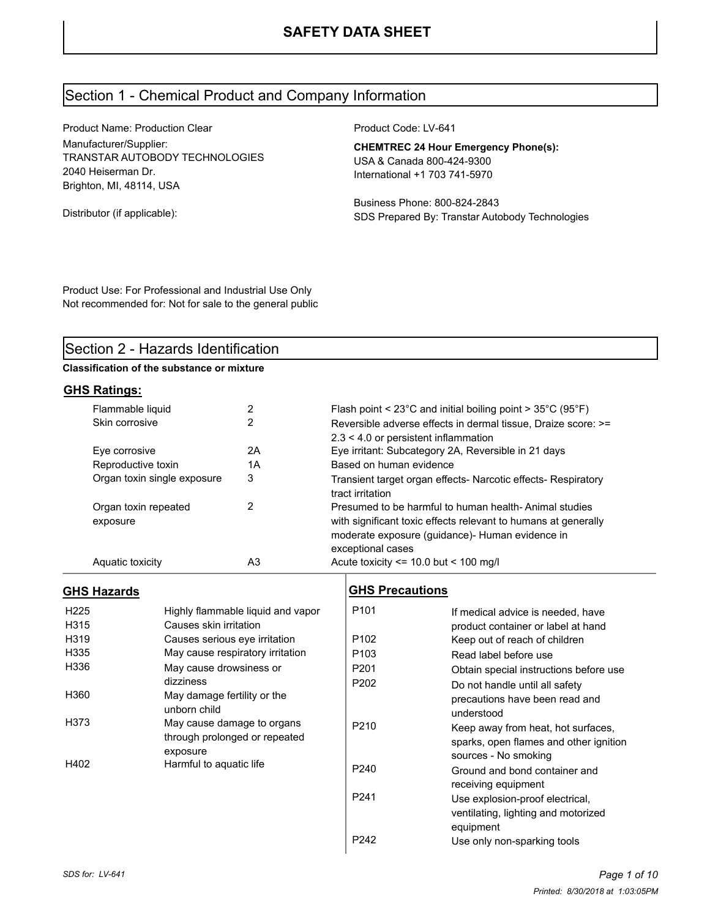# SAFETY DATA SHEET

## Section 1 - Chemical Product and Company Information

Product Name: Production Clear

Manufacturer/Supplier:
TRANSTAR AUTOBODY TECHNOLOGIES
2040 Heiserman Dr.
Brighton, MI, 48114, USA

Distributor (if applicable):

Product Code: LV-641

**CHEMTREC 24 Hour Emergency Phone(s):**
USA & Canada 800-424-9300
International +1 703 741-5970

Business Phone: 800-824-2843
SDS Prepared By: Transtar Autobody Technologies

Product Use: For Professional and Industrial Use Only
Not recommended for: Not for sale to the general public

## Section 2 - Hazards Identification

**Classification of the substance or mixture**

### GHS Ratings:

| | | |
|---|---|---|
| Flammable liquid | 2 | Flash point < 23°C and initial boiling point > 35°C (95°F) |
| Skin corrosive | 2 | Reversible adverse effects in dermal tissue, Draize score: >= 2.3 < 4.0 or persistent inflammation |
| Eye corrosive | 2A | Eye irritant: Subcategory 2A, Reversible in 21 days |
| Reproductive toxin | 1A | Based on human evidence |
| Organ toxin single exposure | 3 | Transient target organ effects- Narcotic effects- Respiratory tract irritation |
| Organ toxin repeated exposure | 2 | Presumed to be harmful to human health- Animal studies with significant toxic effects relevant to humans at generally moderate exposure (guidance)- Human evidence in exceptional cases |
| Aquatic toxicity | A3 | Acute toxicity <= 10.0 but < 100 mg/l |

### GHS Hazards

| | |
|---|---|
| H225 | Highly flammable liquid and vapor |
| H315 | Causes skin irritation |
| H319 | Causes serious eye irritation |
| H335 | May cause respiratory irritation |
| H336 | May cause drowsiness or dizziness |
| H360 | May damage fertility or the unborn child |
| H373 | May cause damage to organs through prolonged or repeated exposure |
| H402 | Harmful to aquatic life |

### GHS Precautions

| | |
|---|---|
| P101 | If medical advice is needed, have product container or label at hand |
| P102 | Keep out of reach of children |
| P103 | Read label before use |
| P201 | Obtain special instructions before use |
| P202 | Do not handle until all safety precautions have been read and understood |
| P210 | Keep away from heat, hot surfaces, sparks, open flames and other ignition sources - No smoking |
| P240 | Ground and bond container and receiving equipment |
| P241 | Use explosion-proof electrical, ventilating, lighting and motorized equipment |
| P242 | Use only non-sparking tools |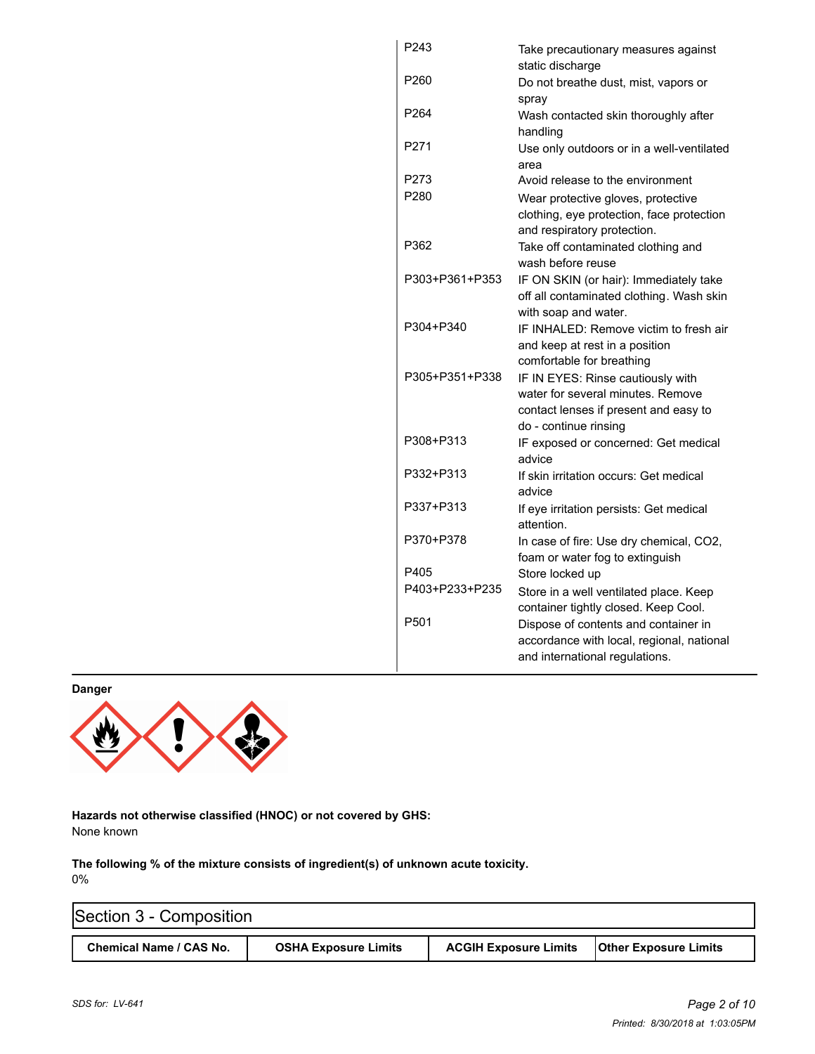| | |
|---|---|
| P243 | Take precautionary measures against static discharge |
| P260 | Do not breathe dust, mist, vapors or spray |
| P264 | Wash contacted skin thoroughly after handling |
| P271 | Use only outdoors or in a well-ventilated area |
| P273 | Avoid release to the environment |
| P280 | Wear protective gloves, protective clothing, eye protection, face protection and respiratory protection. |
| P362 | Take off contaminated clothing and wash before reuse |
| P303+P361+P353 | IF ON SKIN (or hair): Immediately take off all contaminated clothing. Wash skin with soap and water. |
| P304+P340 | IF INHALED: Remove victim to fresh air and keep at rest in a position comfortable for breathing |
| P305+P351+P338 | IF IN EYES: Rinse cautiously with water for several minutes. Remove contact lenses if present and easy to do - continue rinsing |
| P308+P313 | IF exposed or concerned: Get medical advice |
| P332+P313 | If skin irritation occurs: Get medical advice |
| P337+P313 | If eye irritation persists: Get medical attention. |
| P370+P378 | In case of fire: Use dry chemical, CO2, foam or water fog to extinguish |
| P405 | Store locked up |
| P403+P233+P235 | Store in a well ventilated place. Keep container tightly closed. Keep Cool. |
| P501 | Dispose of contents and container in accordance with local, regional, national and international regulations. |

**Danger**

**Hazards not otherwise classified (HNOC) or not covered by GHS:**
None known

**The following % of the mixture consists of ingredient(s) of unknown acute toxicity.**
0%

## Section 3 - Composition

| Chemical Name / CAS No. | OSHA Exposure Limits | ACGIH Exposure Limits | Other Exposure Limits |
|---|---|---|---|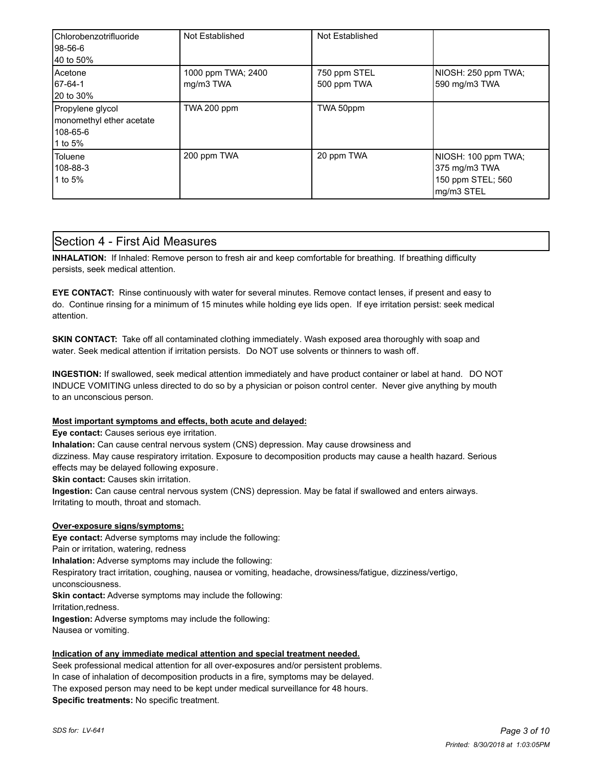| | | | |
|---|---|---|---|
| Chlorobenzotrifluoride<br>98-56-6<br>40 to 50% | Not Established | Not Established | |
| Acetone<br>67-64-1<br>20 to 30% | 1000 ppm TWA; 2400 mg/m3 TWA | 750 ppm STEL<br>500 ppm TWA | NIOSH: 250 ppm TWA; 590 mg/m3 TWA |
| Propylene glycol monomethyl ether acetate<br>108-65-6<br>1 to 5% | TWA 200 ppm | TWA 50ppm | |
| Toluene<br>108-88-3<br>1 to 5% | 200 ppm TWA | 20 ppm TWA | NIOSH: 100 ppm TWA; 375 mg/m3 TWA<br>150 ppm STEL; 560 mg/m3 STEL |

## Section 4 - First Aid Measures

**INHALATION:** If Inhaled: Remove person to fresh air and keep comfortable for breathing. If breathing difficulty persists, seek medical attention.

**EYE CONTACT:** Rinse continuously with water for several minutes. Remove contact lenses, if present and easy to do. Continue rinsing for a minimum of 15 minutes while holding eye lids open. If eye irritation persist: seek medical attention.

**SKIN CONTACT:** Take off all contaminated clothing immediately. Wash exposed area thoroughly with soap and water. Seek medical attention if irritation persists. Do NOT use solvents or thinners to wash off.

**INGESTION:** If swallowed, seek medical attention immediately and have product container or label at hand. DO NOT INDUCE VOMITING unless directed to do so by a physician or poison control center. Never give anything by mouth to an unconscious person.

**Most important symptoms and effects, both acute and delayed:**

**Eye contact:** Causes serious eye irritation.
**Inhalation:** Can cause central nervous system (CNS) depression. May cause drowsiness and dizziness. May cause respiratory irritation. Exposure to decomposition products may cause a health hazard. Serious effects may be delayed following exposure.
**Skin contact:** Causes skin irritation.
**Ingestion:** Can cause central nervous system (CNS) depression. May be fatal if swallowed and enters airways. Irritating to mouth, throat and stomach.

**Over-exposure signs/symptoms:**

**Eye contact:** Adverse symptoms may include the following:
Pain or irritation, watering, redness
**Inhalation:** Adverse symptoms may include the following:
Respiratory tract irritation, coughing, nausea or vomiting, headache, drowsiness/fatigue, dizziness/vertigo, unconsciousness.
**Skin contact:** Adverse symptoms may include the following:
Irritation,redness.
**Ingestion:** Adverse symptoms may include the following:
Nausea or vomiting.

**Indication of any immediate medical attention and special treatment needed.**

Seek professional medical attention for all over-exposures and/or persistent problems.
In case of inhalation of decomposition products in a fire, symptoms may be delayed.
The exposed person may need to be kept under medical surveillance for 48 hours.
**Specific treatments:** No specific treatment.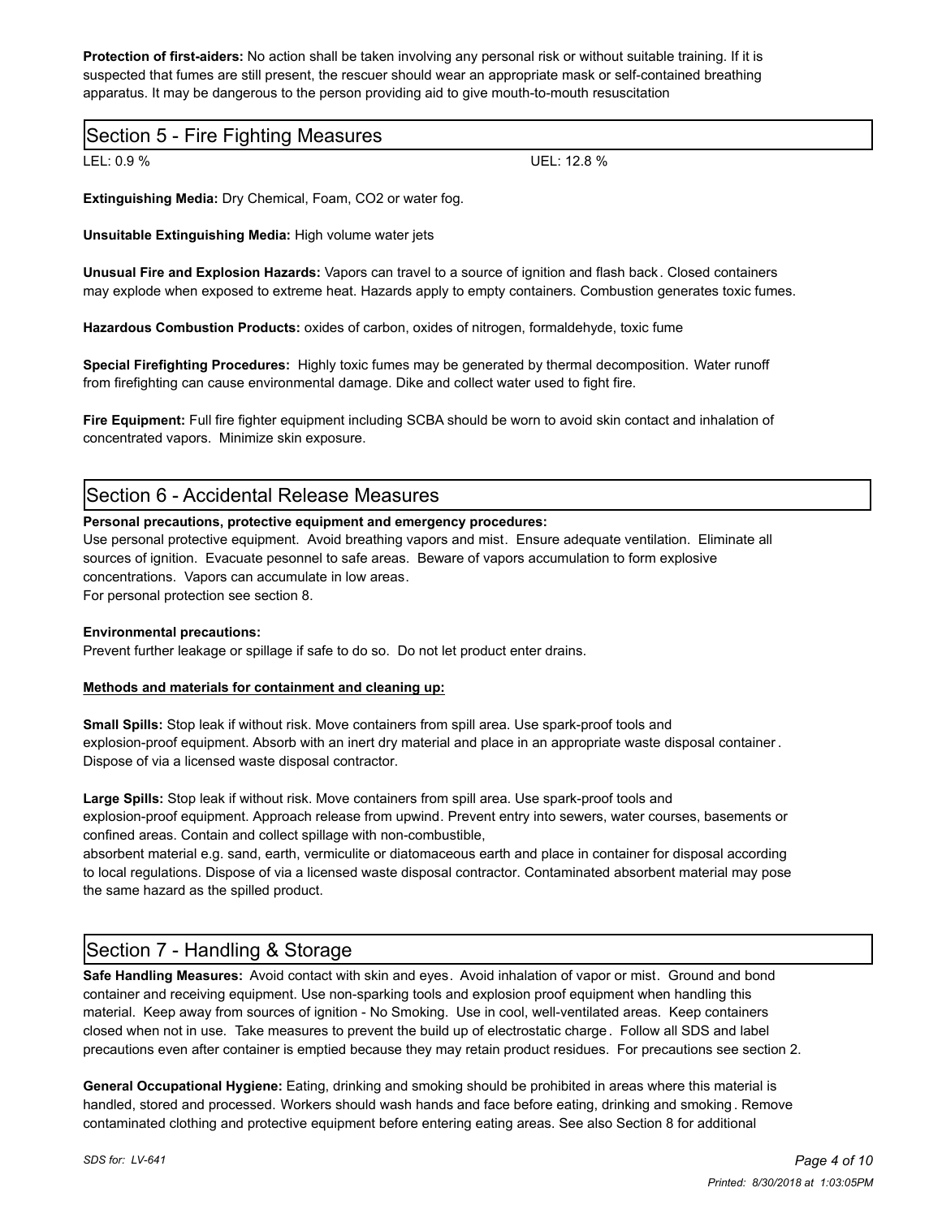**Protection of first-aiders:** No action shall be taken involving any personal risk or without suitable training. If it is suspected that fumes are still present, the rescuer should wear an appropriate mask or self-contained breathing apparatus. It may be dangerous to the person providing aid to give mouth-to-mouth resuscitation

## Section 5 - Fire Fighting Measures

LEL: 0.9 % UEL: 12.8 %

**Extinguishing Media:** Dry Chemical, Foam, CO2 or water fog.

**Unsuitable Extinguishing Media:** High volume water jets

**Unusual Fire and Explosion Hazards:** Vapors can travel to a source of ignition and flash back. Closed containers may explode when exposed to extreme heat. Hazards apply to empty containers. Combustion generates toxic fumes.

**Hazardous Combustion Products:** oxides of carbon, oxides of nitrogen, formaldehyde, toxic fume

**Special Firefighting Procedures:** Highly toxic fumes may be generated by thermal decomposition. Water runoff from firefighting can cause environmental damage. Dike and collect water used to fight fire.

**Fire Equipment:** Full fire fighter equipment including SCBA should be worn to avoid skin contact and inhalation of concentrated vapors. Minimize skin exposure.

## Section 6 - Accidental Release Measures

**Personal precautions, protective equipment and emergency procedures:**
Use personal protective equipment. Avoid breathing vapors and mist. Ensure adequate ventilation. Eliminate all sources of ignition. Evacuate pesonnel to safe areas. Beware of vapors accumulation to form explosive concentrations. Vapors can accumulate in low areas.
For personal protection see section 8.

**Environmental precautions:**
Prevent further leakage or spillage if safe to do so. Do not let product enter drains.

**Methods and materials for containment and cleaning up:**

**Small Spills:** Stop leak if without risk. Move containers from spill area. Use spark-proof tools and explosion-proof equipment. Absorb with an inert dry material and place in an appropriate waste disposal container. Dispose of via a licensed waste disposal contractor.

**Large Spills:** Stop leak if without risk. Move containers from spill area. Use spark-proof tools and explosion-proof equipment. Approach release from upwind. Prevent entry into sewers, water courses, basements or confined areas. Contain and collect spillage with non-combustible,
absorbent material e.g. sand, earth, vermiculite or diatomaceous earth and place in container for disposal according to local regulations. Dispose of via a licensed waste disposal contractor. Contaminated absorbent material may pose the same hazard as the spilled product.

## Section 7 - Handling & Storage

**Safe Handling Measures:** Avoid contact with skin and eyes. Avoid inhalation of vapor or mist. Ground and bond container and receiving equipment. Use non-sparking tools and explosion proof equipment when handling this material. Keep away from sources of ignition - No Smoking. Use in cool, well-ventilated areas. Keep containers closed when not in use. Take measures to prevent the build up of electrostatic charge. Follow all SDS and label precautions even after container is emptied because they may retain product residues. For precautions see section 2.

**General Occupational Hygiene:** Eating, drinking and smoking should be prohibited in areas where this material is handled, stored and processed. Workers should wash hands and face before eating, drinking and smoking. Remove contaminated clothing and protective equipment before entering eating areas. See also Section 8 for additional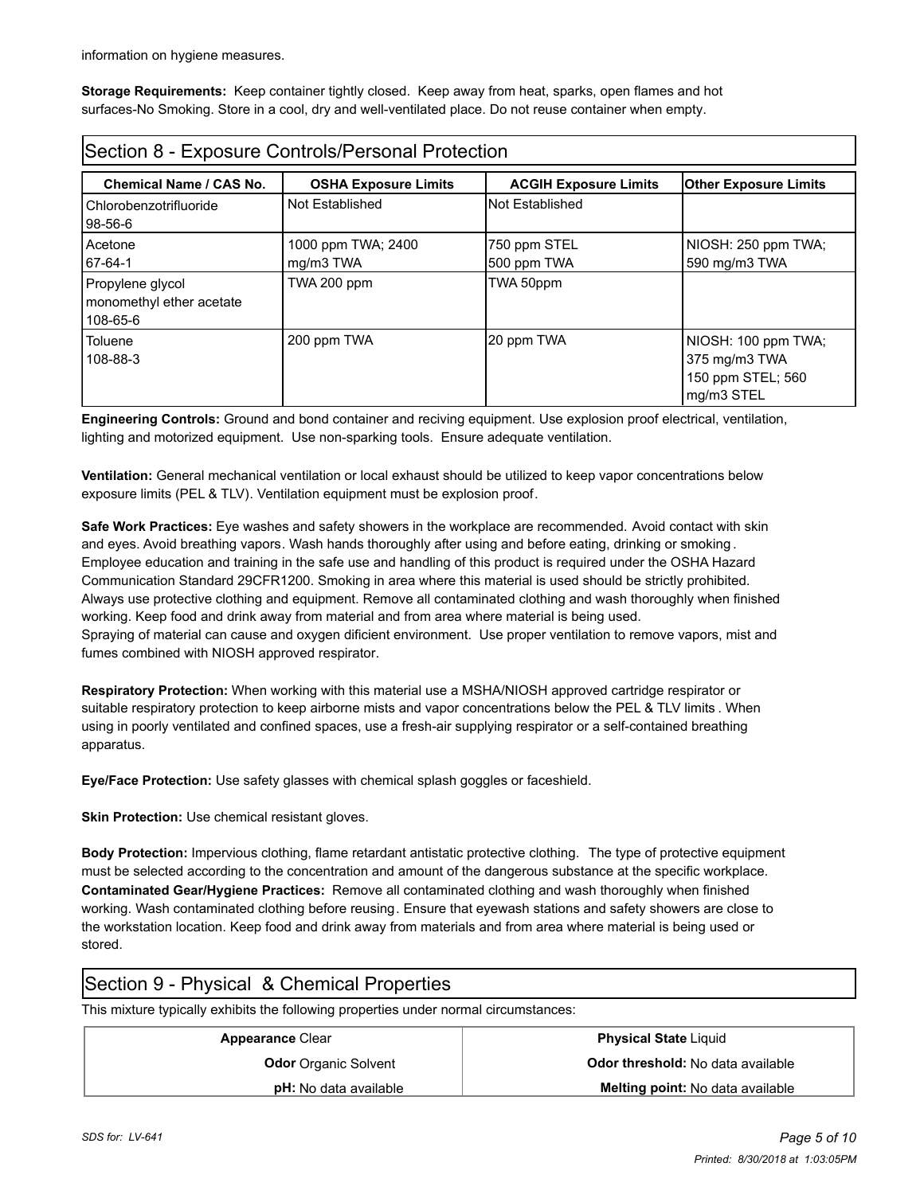information on hygiene measures.

**Storage Requirements:** Keep container tightly closed. Keep away from heat, sparks, open flames and hot surfaces-No Smoking. Store in a cool, dry and well-ventilated place. Do not reuse container when empty.

## Section 8 - Exposure Controls/Personal Protection

| Chemical Name / CAS No. | OSHA Exposure Limits | ACGIH Exposure Limits | Other Exposure Limits |
|---|---|---|---|
| Chlorobenzotrifluoride 98-56-6 | Not Established | Not Established | |
| Acetone 67-64-1 | 1000 ppm TWA; 2400 mg/m3 TWA | 750 ppm STEL 500 ppm TWA | NIOSH: 250 ppm TWA; 590 mg/m3 TWA |
| Propylene glycol monomethyl ether acetate 108-65-6 | TWA 200 ppm | TWA 50ppm | |
| Toluene 108-88-3 | 200 ppm TWA | 20 ppm TWA | NIOSH: 100 ppm TWA; 375 mg/m3 TWA 150 ppm STEL; 560 mg/m3 STEL |

**Engineering Controls:** Ground and bond container and reciving equipment. Use explosion proof electrical, ventilation, lighting and motorized equipment. Use non-sparking tools. Ensure adequate ventilation.

**Ventilation:** General mechanical ventilation or local exhaust should be utilized to keep vapor concentrations below exposure limits (PEL & TLV). Ventilation equipment must be explosion proof.

**Safe Work Practices:** Eye washes and safety showers in the workplace are recommended. Avoid contact with skin and eyes. Avoid breathing vapors. Wash hands thoroughly after using and before eating, drinking or smoking. Employee education and training in the safe use and handling of this product is required under the OSHA Hazard Communication Standard 29CFR1200. Smoking in area where this material is used should be strictly prohibited. Always use protective clothing and equipment. Remove all contaminated clothing and wash thoroughly when finished working. Keep food and drink away from material and from area where material is being used.
Spraying of material can cause and oxygen dificient environment. Use proper ventilation to remove vapors, mist and fumes combined with NIOSH approved respirator.

**Respiratory Protection:** When working with this material use a MSHA/NIOSH approved cartridge respirator or suitable respiratory protection to keep airborne mists and vapor concentrations below the PEL & TLV limits. When using in poorly ventilated and confined spaces, use a fresh-air supplying respirator or a self-contained breathing apparatus.

**Eye/Face Protection:** Use safety glasses with chemical splash goggles or faceshield.

**Skin Protection:** Use chemical resistant gloves.

**Body Protection:** Impervious clothing, flame retardant antistatic protective clothing. The type of protective equipment must be selected according to the concentration and amount of the dangerous substance at the specific workplace.
**Contaminated Gear/Hygiene Practices:** Remove all contaminated clothing and wash thoroughly when finished working. Wash contaminated clothing before reusing. Ensure that eyewash stations and safety showers are close to the workstation location. Keep food and drink away from materials and from area where material is being used or stored.

## Section 9 - Physical & Chemical Properties

This mixture typically exhibits the following properties under normal circumstances:

| | |
|---|---|
| **Appearance** Clear | **Physical State** Liquid |
| **Odor** Organic Solvent | **Odor threshold:** No data available |
| **pH:** No data available | **Melting point:** No data available |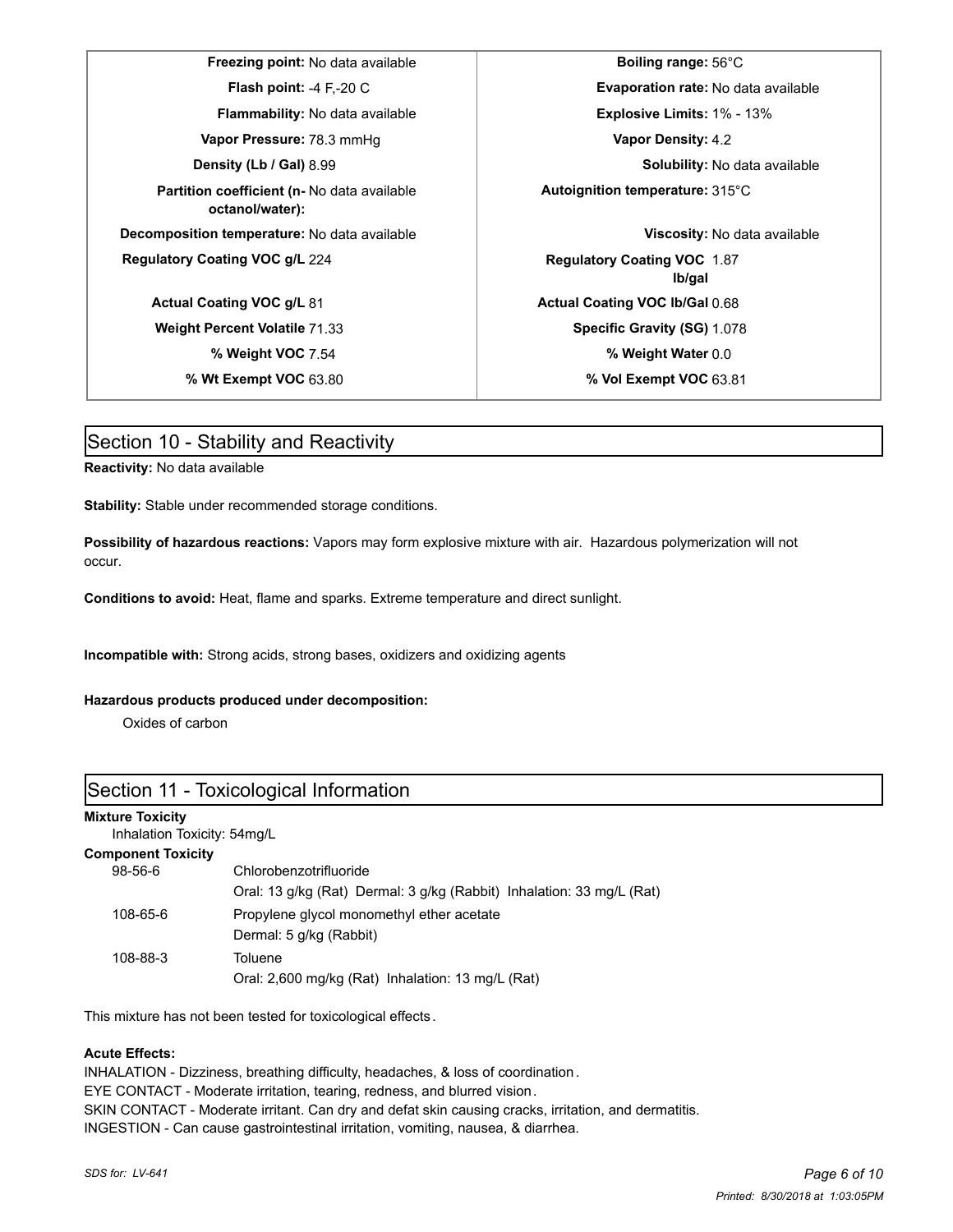| | | | |
|---|---|---|---|
| **Freezing point:** | No data available | **Boiling range:** | 56°C |
| **Flash point:** | -4 F,-20 C | **Evaporation rate:** | No data available |
| **Flammability:** | No data available | **Explosive Limits:** | 1% - 13% |
| **Vapor Pressure:** | 78.3 mmHg | **Vapor Density:** | 4.2 |
| **Density (Lb / Gal)** | 8.99 | **Solubility:** | No data available |
| **Partition coefficient (n-octanol/water):** | No data available | **Autoignition temperature:** | 315°C |
| **Decomposition temperature:** | No data available | **Viscosity:** | No data available |
| **Regulatory Coating VOC g/L** | 224 | **Regulatory Coating VOC lb/gal** | 1.87 |
| **Actual Coating VOC g/L** | 81 | **Actual Coating VOC lb/Gal** | 0.68 |
| **Weight Percent Volatile** | 71.33 | **Specific Gravity (SG)** | 1.078 |
| **% Weight VOC** | 7.54 | **% Weight Water** | 0.0 |
| **% Wt Exempt VOC** | 63.80 | **% Vol Exempt VOC** | 63.81 |

## Section 10 - Stability and Reactivity

**Reactivity:** No data available

**Stability:** Stable under recommended storage conditions.

**Possibility of hazardous reactions:** Vapors may form explosive mixture with air. Hazardous polymerization will not occur.

**Conditions to avoid:** Heat, flame and sparks. Extreme temperature and direct sunlight.

**Incompatible with:** Strong acids, strong bases, oxidizers and oxidizing agents

**Hazardous products produced under decomposition:**

Oxides of carbon

## Section 11 - Toxicological Information

**Mixture Toxicity**

Inhalation Toxicity: 54mg/L

**Component Toxicity**

| | |
|---|---|
| 98-56-6 | Chlorobenzotrifluoride<br>Oral: 13 g/kg (Rat) Dermal: 3 g/kg (Rabbit) Inhalation: 33 mg/L (Rat) |
| 108-65-6 | Propylene glycol monomethyl ether acetate<br>Dermal: 5 g/kg (Rabbit) |
| 108-88-3 | Toluene<br>Oral: 2,600 mg/kg (Rat) Inhalation: 13 mg/L (Rat) |

This mixture has not been tested for toxicological effects.

**Acute Effects:**

INHALATION - Dizziness, breathing difficulty, headaches, & loss of coordination.
EYE CONTACT - Moderate irritation, tearing, redness, and blurred vision.
SKIN CONTACT - Moderate irritant. Can dry and defat skin causing cracks, irritation, and dermatitis.
INGESTION - Can cause gastrointestinal irritation, vomiting, nausea, & diarrhea.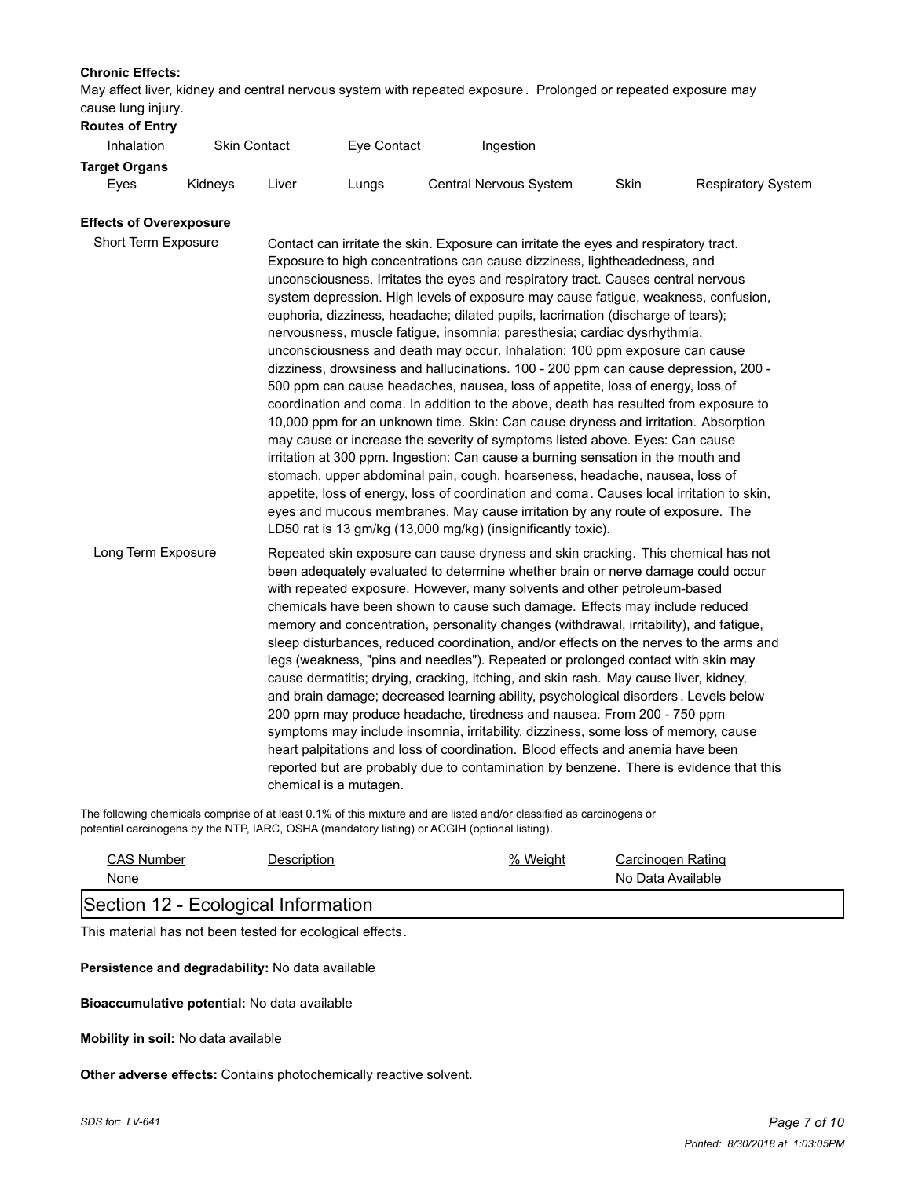**Chronic Effects:**
May affect liver, kidney and central nervous system with repeated exposure. Prolonged or repeated exposure may cause lung injury.

**Routes of Entry**

| Inhalation | Skin Contact | Eye Contact | Ingestion |
|---|---|---|---|

**Target Organs**

| Eyes | Kidneys | Liver | Lungs | Central Nervous System | Skin | Respiratory System |
|---|---|---|---|---|---|---|

**Effects of Overexposure**

| | |
|---|---|
| Short Term Exposure | Contact can irritate the skin. Exposure can irritate the eyes and respiratory tract. Exposure to high concentrations can cause dizziness, lightheadedness, and unconsciousness. Irritates the eyes and respiratory tract. Causes central nervous system depression. High levels of exposure may cause fatigue, weakness, confusion, euphoria, dizziness, headache; dilated pupils, lacrimation (discharge of tears); nervousness, muscle fatigue, insomnia; paresthesia; cardiac dysrhythmia, unconsciousness and death may occur. Inhalation: 100 ppm exposure can cause dizziness, drowsiness and hallucinations. 100 - 200 ppm can cause depression, 200 - 500 ppm can cause headaches, nausea, loss of appetite, loss of energy, loss of coordination and coma. In addition to the above, death has resulted from exposure to 10,000 ppm for an unknown time. Skin: Can cause dryness and irritation. Absorption may cause or increase the severity of symptoms listed above. Eyes: Can cause irritation at 300 ppm. Ingestion: Can cause a burning sensation in the mouth and stomach, upper abdominal pain, cough, hoarseness, headache, nausea, loss of appetite, loss of energy, loss of coordination and coma. Causes local irritation to skin, eyes and mucous membranes. May cause irritation by any route of exposure. The LD50 rat is 13 gm/kg (13,000 mg/kg) (insignificantly toxic). |
| Long Term Exposure | Repeated skin exposure can cause dryness and skin cracking. This chemical has not been adequately evaluated to determine whether brain or nerve damage could occur with repeated exposure. However, many solvents and other petroleum-based chemicals have been shown to cause such damage. Effects may include reduced memory and concentration, personality changes (withdrawal, irritability), and fatigue, sleep disturbances, reduced coordination, and/or effects on the nerves to the arms and legs (weakness, "pins and needles"). Repeated or prolonged contact with skin may cause dermatitis; drying, cracking, itching, and skin rash. May cause liver, kidney, and brain damage; decreased learning ability, psychological disorders. Levels below 200 ppm may produce headache, tiredness and nausea. From 200 - 750 ppm symptoms may include insomnia, irritability, dizziness, some loss of memory, cause heart palpitations and loss of coordination. Blood effects and anemia have been reported but are probably due to contamination by benzene. There is evidence that this chemical is a mutagen. |

The following chemicals comprise of at least 0.1% of this mixture and are listed and/or classified as carcinogens or potential carcinogens by the NTP, IARC, OSHA (mandatory listing) or ACGIH (optional listing).

| CAS Number | Description | % Weight | Carcinogen Rating |
|---|---|---|---|
| None | | | No Data Available |

## Section 12 - Ecological Information

This material has not been tested for ecological effects.

**Persistence and degradability:** No data available

**Bioaccumulative potential:** No data available

**Mobility in soil:** No data available

**Other adverse effects:** Contains photochemically reactive solvent.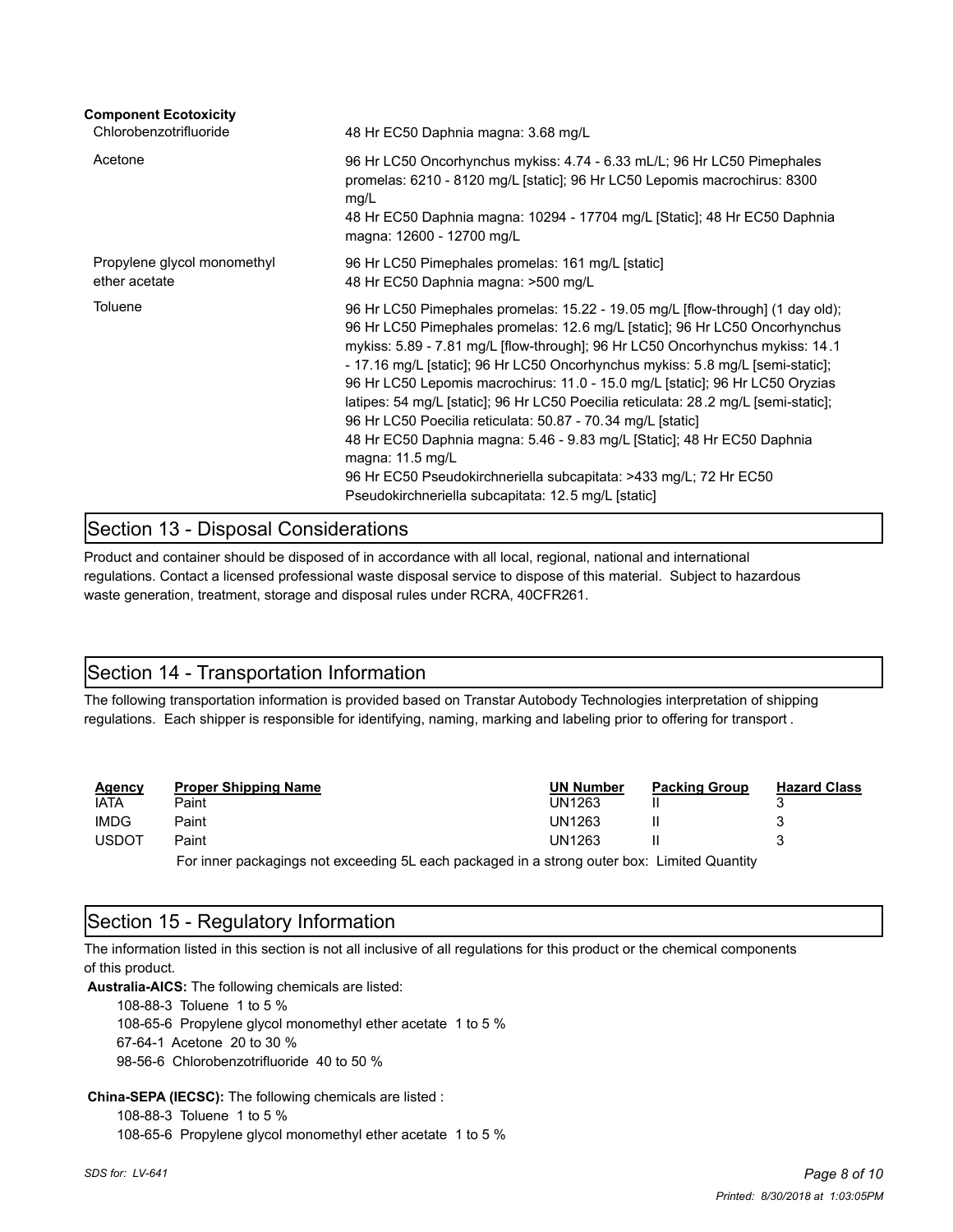**Component Ecotoxicity**

| | |
|---|---|
| Chlorobenzotrifluoride | 48 Hr EC50 Daphnia magna: 3.68 mg/L |
| Acetone | 96 Hr LC50 Oncorhynchus mykiss: 4.74 - 6.33 mL/L; 96 Hr LC50 Pimephales promelas: 6210 - 8120 mg/L [static]; 96 Hr LC50 Lepomis macrochirus: 8300 mg/L<br>48 Hr EC50 Daphnia magna: 10294 - 17704 mg/L [Static]; 48 Hr EC50 Daphnia magna: 12600 - 12700 mg/L |
| Propylene glycol monomethyl ether acetate | 96 Hr LC50 Pimephales promelas: 161 mg/L [static]<br>48 Hr EC50 Daphnia magna: >500 mg/L |
| Toluene | 96 Hr LC50 Pimephales promelas: 15.22 - 19.05 mg/L [flow-through] (1 day old); 96 Hr LC50 Pimephales promelas: 12.6 mg/L [static]; 96 Hr LC50 Oncorhynchus mykiss: 5.89 - 7.81 mg/L [flow-through]; 96 Hr LC50 Oncorhynchus mykiss: 14.1 - 17.16 mg/L [static]; 96 Hr LC50 Oncorhynchus mykiss: 5.8 mg/L [semi-static]; 96 Hr LC50 Lepomis macrochirus: 11.0 - 15.0 mg/L [static]; 96 Hr LC50 Oryzias latipes: 54 mg/L [static]; 96 Hr LC50 Poecilia reticulata: 28.2 mg/L [semi-static]; 96 Hr LC50 Poecilia reticulata: 50.87 - 70.34 mg/L [static]<br>48 Hr EC50 Daphnia magna: 5.46 - 9.83 mg/L [Static]; 48 Hr EC50 Daphnia magna: 11.5 mg/L<br>96 Hr EC50 Pseudokirchneriella subcapitata: >433 mg/L; 72 Hr EC50 Pseudokirchneriella subcapitata: 12.5 mg/L [static] |

## Section 13 - Disposal Considerations

Product and container should be disposed of in accordance with all local, regional, national and international regulations. Contact a licensed professional waste disposal service to dispose of this material. Subject to hazardous waste generation, treatment, storage and disposal rules under RCRA, 40CFR261.

## Section 14 - Transportation Information

The following transportation information is provided based on Transtar Autobody Technologies interpretation of shipping regulations. Each shipper is responsible for identifying, naming, marking and labeling prior to offering for transport .

| Agency | Proper Shipping Name | UN Number | Packing Group | Hazard Class |
|---|---|---|---|---|
| IATA | Paint | UN1263 | II | 3 |
| IMDG | Paint | UN1263 | II | 3 |
| USDOT | Paint | UN1263 | II | 3 |

For inner packagings not exceeding 5L each packaged in a strong outer box: Limited Quantity

## Section 15 - Regulatory Information

The information listed in this section is not all inclusive of all regulations for this product or the chemical components of this product.

**Australia-AICS:** The following chemicals are listed:

108-88-3 Toluene 1 to 5 %
108-65-6 Propylene glycol monomethyl ether acetate 1 to 5 %
67-64-1 Acetone 20 to 30 %
98-56-6 Chlorobenzotrifluoride 40 to 50 %

**China-SEPA (IECSC):** The following chemicals are listed :

108-88-3 Toluene 1 to 5 %
108-65-6 Propylene glycol monomethyl ether acetate 1 to 5 %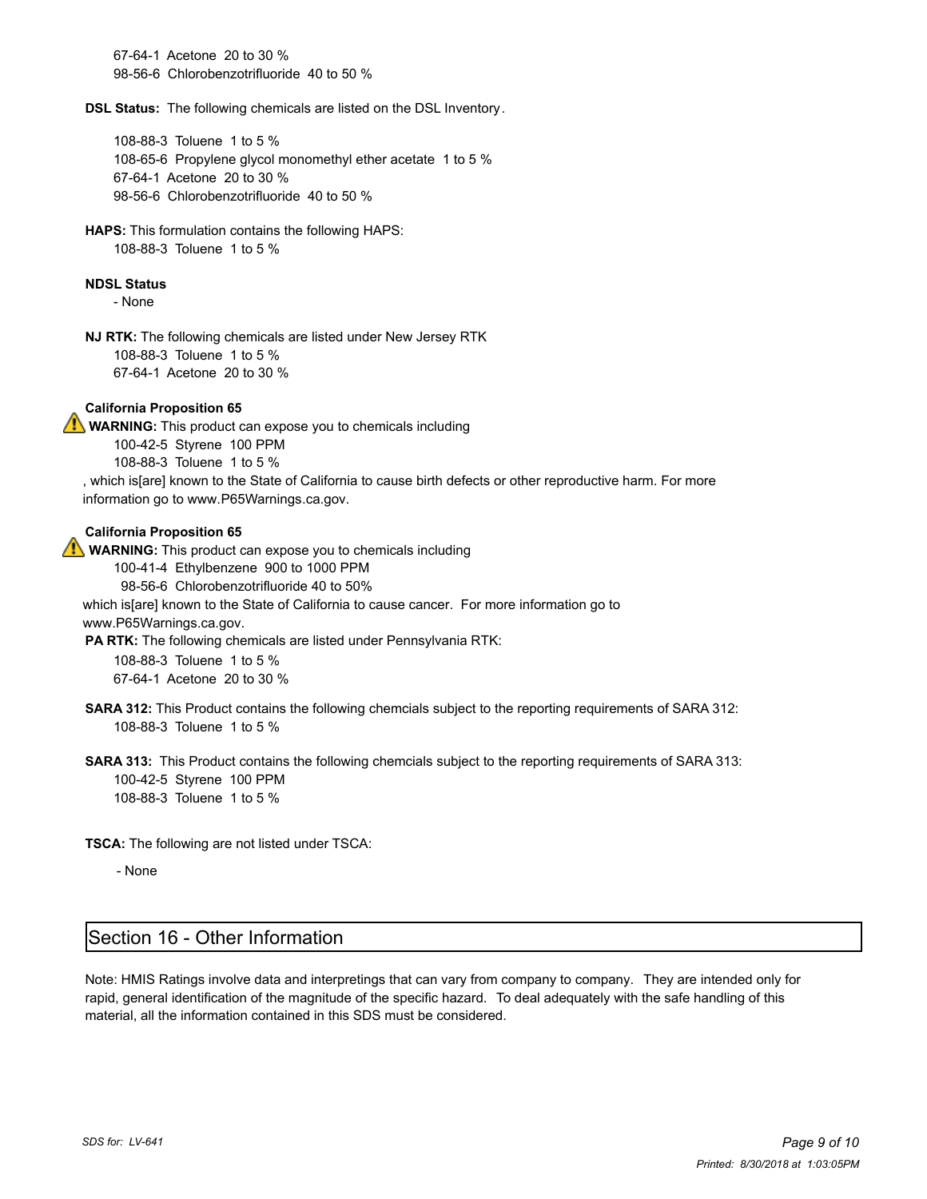67-64-1 Acetone 20 to 30 %
98-56-6 Chlorobenzotrifluoride 40 to 50 %

**DSL Status:** The following chemicals are listed on the DSL Inventory.

108-88-3 Toluene 1 to 5 %
108-65-6 Propylene glycol monomethyl ether acetate 1 to 5 %
67-64-1 Acetone 20 to 30 %
98-56-6 Chlorobenzotrifluoride 40 to 50 %

**HAPS:** This formulation contains the following HAPS:
108-88-3 Toluene 1 to 5 %

**NDSL Status**
- None

**NJ RTK:** The following chemicals are listed under New Jersey RTK
108-88-3 Toluene 1 to 5 %
67-64-1 Acetone 20 to 30 %

**California Proposition 65**

⚠ **WARNING:** This product can expose you to chemicals including
100-42-5 Styrene 100 PPM
108-88-3 Toluene 1 to 5 %
, which is[are] known to the State of California to cause birth defects or other reproductive harm. For more information go to www.P65Warnings.ca.gov.

**California Proposition 65**

⚠ **WARNING:** This product can expose you to chemicals including
100-41-4 Ethylbenzene 900 to 1000 PPM
98-56-6 Chlorobenzotrifluoride 40 to 50%
which is[are] known to the State of California to cause cancer. For more information go to www.P65Warnings.ca.gov.

**PA RTK:** The following chemicals are listed under Pennsylvania RTK:
108-88-3 Toluene 1 to 5 %
67-64-1 Acetone 20 to 30 %

**SARA 312:** This Product contains the following chemcials subject to the reporting requirements of SARA 312:
108-88-3 Toluene 1 to 5 %

**SARA 313:** This Product contains the following chemcials subject to the reporting requirements of SARA 313:
100-42-5 Styrene 100 PPM
108-88-3 Toluene 1 to 5 %

**TSCA:** The following are not listed under TSCA:
- None

## Section 16 - Other Information

Note: HMIS Ratings involve data and interpretings that can vary from company to company. They are intended only for rapid, general identification of the magnitude of the specific hazard. To deal adequately with the safe handling of this material, all the information contained in this SDS must be considered.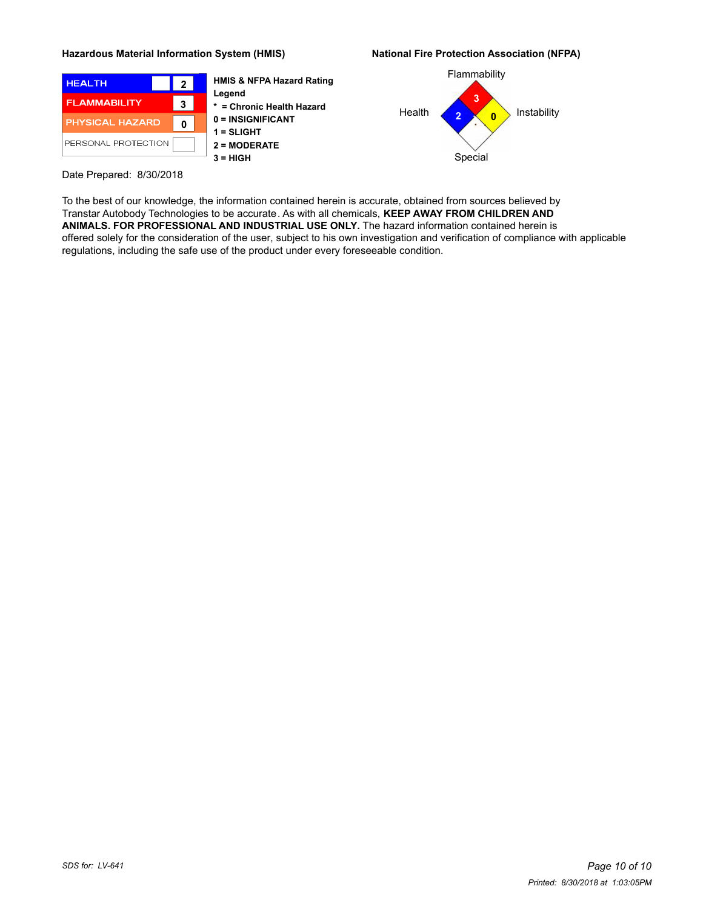**Hazardous Material Information System (HMIS)**

| | | |
|---|---|---|
| HEALTH | | 2 |
| FLAMMABILITY | | 3 |
| PHYSICAL HAZARD | | 0 |
| PERSONAL PROTECTION | | |

**HMIS & NFPA Hazard Rating Legend**

**\* = Chronic Health Hazard**
**0 = INSIGNIFICANT**
**1 = SLIGHT**
**2 = MODERATE**
**3 = HIGH**

**National Fire Protection Association (NFPA)**

Flammability
3
Health
2
Instability
0
Special

Date Prepared: 8/30/2018

To the best of our knowledge, the information contained herein is accurate, obtained from sources believed by Transtar Autobody Technologies to be accurate. As with all chemicals, **KEEP AWAY FROM CHILDREN AND ANIMALS. FOR PROFESSIONAL AND INDUSTRIAL USE ONLY.** The hazard information contained herein is offered solely for the consideration of the user, subject to his own investigation and verification of compliance with applicable regulations, including the safe use of the product under every foreseeable condition.